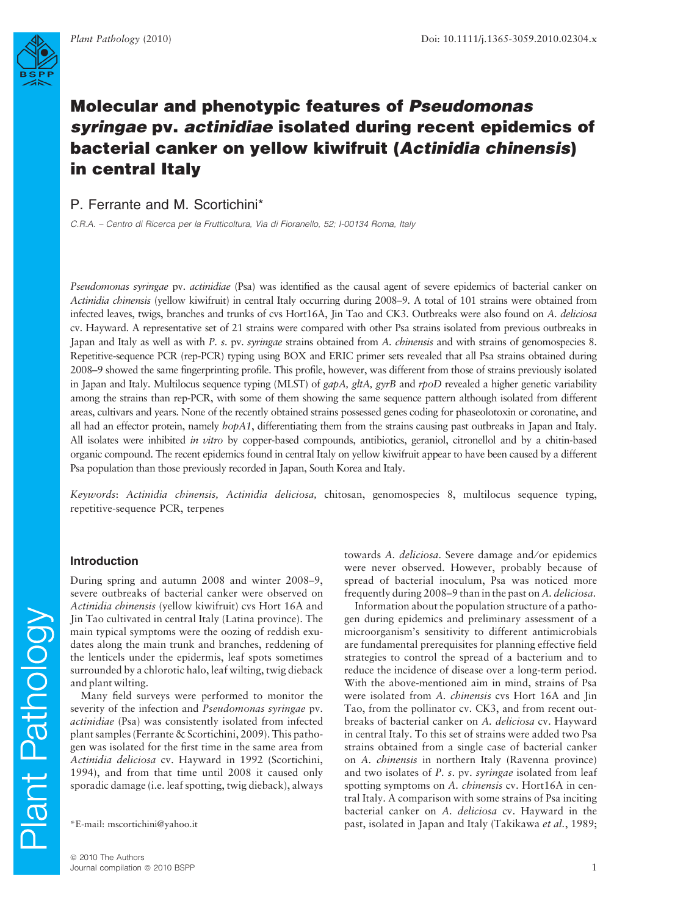# Molecular and phenotypic features of *Pseudomonas syringae* pv. *actinidiae* isolated during recent epidemics of bacterial canker on yellow kiwifruit (*Actinidia chinensis*) in central Italy

P. Ferrante and M. Scortichini*

*C.R.A. – Centro di Ricerca per la Frutticoltura, Via di Fioranello, 52; I-00134 Roma, Italy*

*Pseudomonas syringae* pv. *actinidiae* (Psa) was identified as the causal agent of severe epidemics of bacterial canker on *Actinidia chinensis* (yellow kiwifruit) in central Italy occurring during 2008–9. A total of 101 strains were obtained from infected leaves, twigs, branches and trunks of cvs Hort16A, Jin Tao and CK3. Outbreaks were also found on *A. deliciosa* cv. Hayward. A representative set of 21 strains were compared with other Psa strains isolated from previous outbreaks in Japan and Italy as well as with *P. s.* pv. *syringae* strains obtained from *A. chinensis* and with strains of genomospecies 8. Repetitive-sequence PCR (rep-PCR) typing using BOX and ERIC primer sets revealed that all Psa strains obtained during 2008–9 showed the same fingerprinting profile. This profile, however, was different from those of strains previously isolated in Japan and Italy. Multilocus sequence typing (MLST) of *gapA, gltA, gyrB* and *rpoD* revealed a higher genetic variability among the strains than rep-PCR, with some of them showing the same sequence pattern although isolated from different areas, cultivars and years. None of the recently obtained strains possessed genes coding for phaseolotoxin or coronatine, and all had an effector protein, namely *hopA1*, differentiating them from the strains causing past outbreaks in Japan and Italy. All isolates were inhibited *in vitro* by copper-based compounds, antibiotics, geraniol, citronellol and by a chitin-based organic compound. The recent epidemics found in central Italy on yellow kiwifruit appear to have been caused by a different Psa population than those previously recorded in Japan, South Korea and Italy.

*Keywords*: *Actinidia chinensis, Actinidia deliciosa,* chitosan, genomospecies 8, multilocus sequence typing, repetitive-sequence PCR, terpenes

## Introduction

During spring and autumn 2008 and winter 2008–9, severe outbreaks of bacterial canker were observed on *Actinidia chinensis* (yellow kiwifruit) cvs Hort 16A and Jin Tao cultivated in central Italy (Latina province). The main typical symptoms were the oozing of reddish exudates along the main trunk and branches, reddening of the lenticels under the epidermis, leaf spots sometimes surrounded by a chlorotic halo, leaf wilting, twig dieback and plant wilting.

Many field surveys were performed to monitor the severity of the infection and *Pseudomonas syringae* pv. *actinidiae* (Psa) was consistently isolated from infected plant samples (Ferrante & Scortichini, 2009). This pathogen was isolated for the first time in the same area from *Actinidia deliciosa* cv. Hayward in 1992 (Scortichini, 1994), and from that time until 2008 it caused only sporadic damage (i.e. leaf spotting, twig dieback), always towards *A. deliciosa*. Severe damage and/or epidemics were never observed. However, probably because of spread of bacterial inoculum, Psa was noticed more frequently during 2008–9 than in the past on *A. deliciosa*.

Information about the population structure of a pathogen during epidemics and preliminary assessment of a microorganism's sensitivity to different antimicrobials are fundamental prerequisites for planning effective field strategies to control the spread of a bacterium and to reduce the incidence of disease over a long-term period. With the above-mentioned aim in mind, strains of Psa were isolated from *A. chinensis* cvs Hort 16A and Jin Tao, from the pollinator cv. CK3, and from recent outbreaks of bacterial canker on *A. deliciosa* cv. Hayward in central Italy. To this set of strains were added two Psa strains obtained from a single case of bacterial canker on *A. chinensis* in northern Italy (Ravenna province) and two isolates of *P. s.* pv. *syringae* isolated from leaf spotting symptoms on *A. chinensis* cv. Hort16A in central Italy. A comparison with some strains of Psa inciting bacterial canker on *A. deliciosa* cv. Hayward in the past, isolated in Japan and Italy (Takikawa *et al.*, 1989;

*E-mail: mscortichini@yahoo.it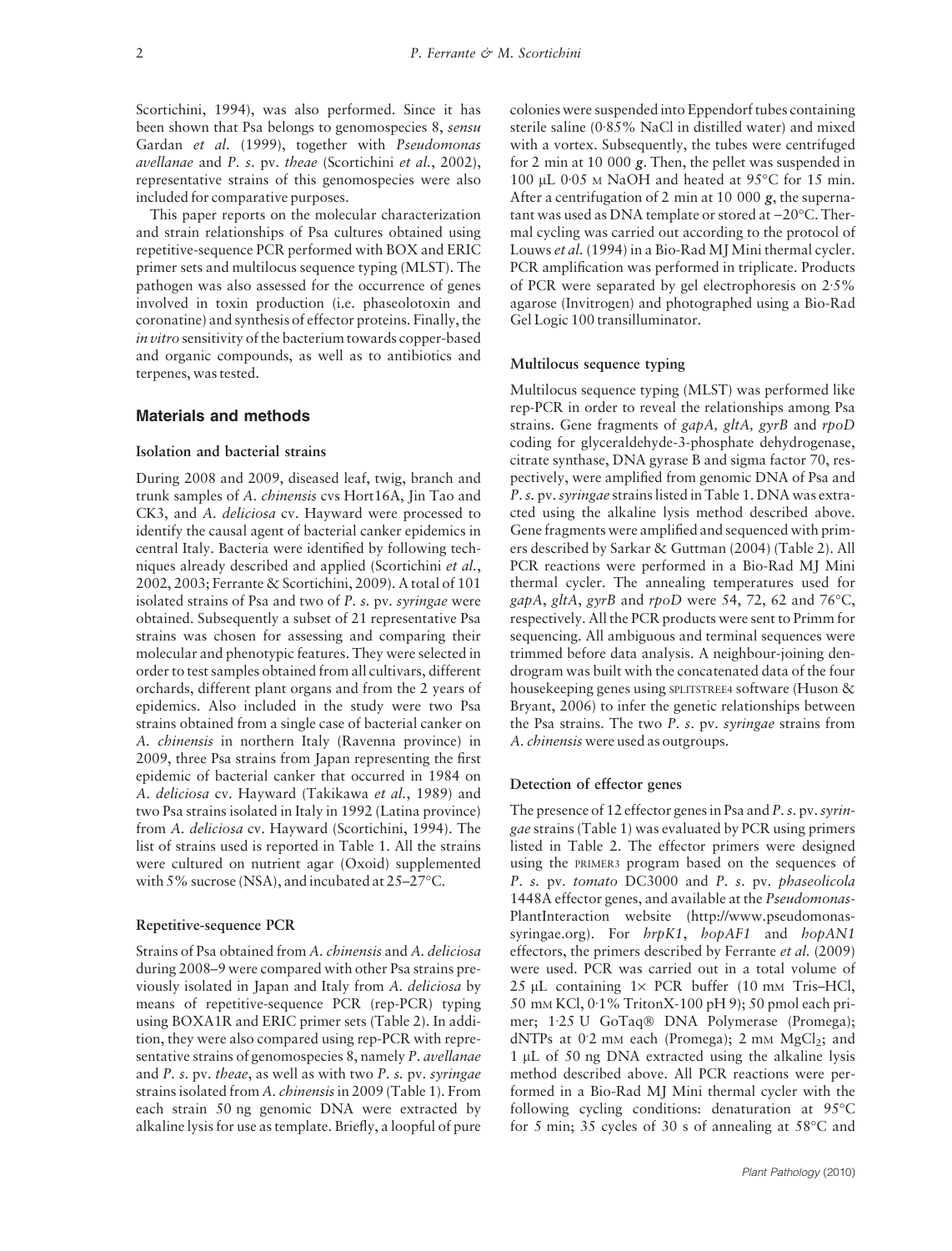Scortichini, 1994), was also performed. Since it has been shown that Psa belongs to genomospecies 8, *sensu* Gardan *et al.* (1999), together with *Pseudomonas avellanae* and *P. s.* pv. *theae* (Scortichini *et al.*, 2002), representative strains of this genomospecies were also included for comparative purposes.

This paper reports on the molecular characterization and strain relationships of Psa cultures obtained using repetitive-sequence PCR performed with BOX and ERIC primer sets and multilocus sequence typing (MLST). The pathogen was also assessed for the occurrence of genes involved in toxin production (i.e. phaseolotoxin and coronatine) and synthesis of effector proteins. Finally, the *in vitro* sensitivity of the bacterium towards copper-based and organic compounds, as well as to antibiotics and terpenes, was tested.

## Materials and methods

### Isolation and bacterial strains

During 2008 and 2009, diseased leaf, twig, branch and trunk samples of *A. chinensis* cvs Hort16A, Jin Tao and CK3, and *A. deliciosa* cv. Hayward were processed to identify the causal agent of bacterial canker epidemics in central Italy. Bacteria were identified by following techniques already described and applied (Scortichini *et al.*, 2002, 2003; Ferrante & Scortichini, 2009). A total of 101 isolated strains of Psa and two of *P. s.* pv. *syringae* were obtained. Subsequently a subset of 21 representative Psa strains was chosen for assessing and comparing their molecular and phenotypic features. They were selected in order to test samples obtained from all cultivars, different orchards, different plant organs and from the 2 years of epidemics. Also included in the study were two Psa strains obtained from a single case of bacterial canker on *A. chinensis* in northern Italy (Ravenna province) in 2009, three Psa strains from Japan representing the first epidemic of bacterial canker that occurred in 1984 on *A. deliciosa* cv. Hayward (Takikawa *et al.*, 1989) and two Psa strains isolated in Italy in 1992 (Latina province) from *A. deliciosa* cv. Hayward (Scortichini, 1994). The list of strains used is reported in Table 1. All the strains were cultured on nutrient agar (Oxoid) supplemented with 5% sucrose (NSA), and incubated at 25–27°C.

### Repetitive-sequence PCR

Strains of Psa obtained from *A. chinensis* and *A. deliciosa* during 2008–9 were compared with other Psa strains previously isolated in Japan and Italy from *A. deliciosa* by means of repetitive-sequence PCR (rep-PCR) typing using BOXA1R and ERIC primer sets (Table 2). In addition, they were also compared using rep-PCR with representative strains of genomospecies 8, namely *P. avellanae* and *P. s.* pv. *theae*, as well as with two *P. s.* pv. *syringae* strains isolated from *A. chinensis* in 2009 (Table 1). From each strain 50 ng genomic DNA were extracted by alkaline lysis for use as template. Briefly, a loopful of pure colonies were suspended into Eppendorf tubes containing sterile saline (0·85% NaCl in distilled water) and mixed with a vortex. Subsequently, the tubes were centrifuged for 2 min at 10 000 *g*. Then, the pellet was suspended in 100 μL 0·05 M NaOH and heated at 95°C for 15 min. After a centrifugation of 2 min at 10 000 *g*, the supernatant was used as DNA template or stored at −20°C. Thermal cycling was carried out according to the protocol of Louws *et al.* (1994) in a Bio-Rad MJ Mini thermal cycler. PCR amplification was performed in triplicate. Products of PCR were separated by gel electrophoresis on 2·5% agarose (Invitrogen) and photographed using a Bio-Rad Gel Logic 100 transilluminator.

### Multilocus sequence typing

Multilocus sequence typing (MLST) was performed like rep-PCR in order to reveal the relationships among Psa strains. Gene fragments of *gapA*, *gltA*, *gyrB* and *rpoD* coding for glyceraldehyde-3-phosphate dehydrogenase, citrate synthase, DNA gyrase B and sigma factor 70, respectively, were amplified from genomic DNA of Psa and *P. s.* pv. *syringae* strains listed in Table 1. DNA was extracted using the alkaline lysis method described above. Gene fragments were amplified and sequenced with primers described by Sarkar & Guttman (2004) (Table 2). All PCR reactions were performed in a Bio-Rad MJ Mini thermal cycler. The annealing temperatures used for *gapA*, *gltA*, *gyrB* and *rpoD* were 54, 72, 62 and 76°C, respectively. All the PCR products were sent to Primm for sequencing. All ambiguous and terminal sequences were trimmed before data analysis. A neighbour-joining dendrogram was built with the concatenated data of the four housekeeping genes using SPLITSTREE4 software (Huson & Bryant, 2006) to infer the genetic relationships between the Psa strains. The two *P. s.* pv. *syringae* strains from *A. chinensis* were used as outgroups.

### Detection of effector genes

The presence of 12 effector genes in Psa and *P. s.* pv. *syringae* strains (Table 1) was evaluated by PCR using primers listed in Table 2. The effector primers were designed using the PRIMER3 program based on the sequences of *P. s.* pv. *tomato* DC3000 and *P. s.* pv. *phaseolicola* 1448A effector genes, and available at the *Pseudomonas*-PlantInteraction website (http://www.pseudomonas-syringae.org). For *hrpK1*, *hopAF1* and *hopAN1* effectors, the primers described by Ferrante *et al.* (2009) were used. PCR was carried out in a total volume of 25 μL containing 1× PCR buffer (10 mM Tris–HCl, 50 mM KCl, 0·1% TritonX-100 pH 9); 50 pmol each primer; 1·25 U GoTaq® DNA Polymerase (Promega); dNTPs at 0·2 mM each (Promega); 2 mM $MgCl_2$; and 1 μL of 50 ng DNA extracted using the alkaline lysis method described above. All PCR reactions were performed in a Bio-Rad MJ Mini thermal cycler with the following cycling conditions: denaturation at 95°C for 5 min; 35 cycles of 30 s of annealing at 58°C and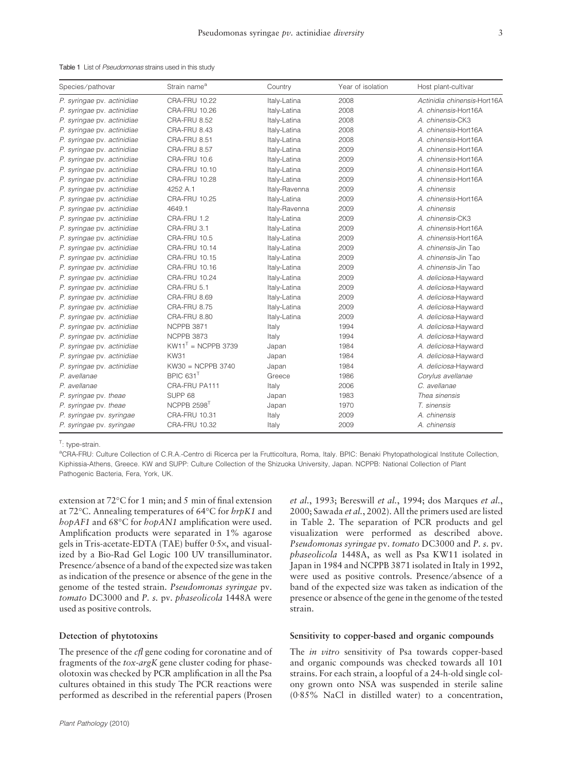Table 1 List of *Pseudomonas* strains used in this study

| Species/pathovar | Strain name[a] | Country | Year of isolation | Host plant-cultivar |
|---|---|---|---|---|
| *P. syringae* pv. *actinidiae* | CRA-FRU 10.22 | Italy-Latina | 2008 | *Actinidia chinensis*-Hort16A |
| *P. syringae* pv. *actinidiae* | CRA-FRU 10.26 | Italy-Latina | 2008 | *A. chinensis*-Hort16A |
| *P. syringae* pv. *actinidiae* | CRA-FRU 8.52 | Italy-Latina | 2008 | *A. chinensis*-CK3 |
| *P. syringae* pv. *actinidiae* | CRA-FRU 8.43 | Italy-Latina | 2008 | *A. chinensis*-Hort16A |
| *P. syringae* pv. *actinidiae* | CRA-FRU 8.51 | Italy-Latina | 2008 | *A. chinensis*-Hort16A |
| *P. syringae* pv. *actinidiae* | CRA-FRU 8.57 | Italy-Latina | 2009 | *A. chinensis*-Hort16A |
| *P. syringae* pv. *actinidiae* | CRA-FRU 10.6 | Italy-Latina | 2009 | *A. chinensis*-Hort16A |
| *P. syringae* pv. *actinidiae* | CRA-FRU 10.10 | Italy-Latina | 2009 | *A. chinensis*-Hort16A |
| *P. syringae* pv. *actinidiae* | CRA-FRU 10.28 | Italy-Latina | 2009 | *A. chinensis*-Hort16A |
| *P. syringae* pv. *actinidiae* | 4252 A.1 | Italy-Ravenna | 2009 | *A. chinensis* |
| *P. syringae* pv. *actinidiae* | CRA-FRU 10.25 | Italy-Latina | 2009 | *A. chinensis*-Hort16A |
| *P. syringae* pv. *actinidiae* | 4649.1 | Italy-Ravenna | 2009 | *A. chinensis* |
| *P. syringae* pv. *actinidiae* | CRA-FRU 1.2 | Italy-Latina | 2009 | *A. chinensis*-CK3 |
| *P. syringae* pv. *actinidiae* | CRA-FRU 3.1 | Italy-Latina | 2009 | *A. chinensis*-Hort16A |
| *P. syringae* pv. *actinidiae* | CRA-FRU 10.5 | Italy-Latina | 2009 | *A. chinensis*-Hort16A |
| *P. syringae* pv. *actinidiae* | CRA-FRU 10.14 | Italy-Latina | 2009 | *A. chinensis*-Jin Tao |
| *P. syringae* pv. *actinidiae* | CRA-FRU 10.15 | Italy-Latina | 2009 | *A. chinensis*-Jin Tao |
| *P. syringae* pv. *actinidiae* | CRA-FRU 10.16 | Italy-Latina | 2009 | *A. chinensis*-Jin Tao |
| *P. syringae* pv. *actinidiae* | CRA-FRU 10.24 | Italy-Latina | 2009 | *A. deliciosa*-Hayward |
| *P. syringae* pv. *actinidiae* | CRA-FRU 5.1 | Italy-Latina | 2009 | *A. deliciosa*-Hayward |
| *P. syringae* pv. *actinidiae* | CRA-FRU 8.69 | Italy-Latina | 2009 | *A. deliciosa*-Hayward |
| *P. syringae* pv. *actinidiae* | CRA-FRU 8.75 | Italy-Latina | 2009 | *A. deliciosa*-Hayward |
| *P. syringae* pv. *actinidiae* | CRA-FRU 8.80 | Italy-Latina | 2009 | *A. deliciosa*-Hayward |
| *P. syringae* pv. *actinidiae* | NCPPB 3871 | Italy | 1994 | *A. deliciosa*-Hayward |
| *P. syringae* pv. *actinidiae* | NCPPB 3873 | Italy | 1994 | *A. deliciosa*-Hayward |
| *P. syringae* pv. *actinidiae* | KW11[T] = NCPPB 3739 | Japan | 1984 | *A. deliciosa*-Hayward |
| *P. syringae* pv. *actinidiae* | KW31 | Japan | 1984 | *A. deliciosa*-Hayward |
| *P. syringae* pv. *actinidiae* | KW30 = NCPPB 3740 | Japan | 1984 | *A. deliciosa*-Hayward |
| *P. avellanae* | BPIC 631[T] | Greece | 1986 | *Corylus avellanae* |
| *P. avellanae* | CRA-FRU PA111 | Italy | 2006 | *C. avellanae* |
| *P. syringae* pv. *theae* | SUPP 68 | Japan | 1983 | *Thea sinensis* |
| *P. syringae* pv. *theae* | NCPPB 2598[T] | Japan | 1970 | *T. sinensis* |
| *P. syringae* pv. *syringae* | CRA-FRU 10.31 | Italy | 2009 | *A. chinensis* |
| *P. syringae* pv. *syringae* | CRA-FRU 10.32 | Italy | 2009 | *A. chinensis* |

[T]: type-strain.

[a]CRA-FRU: Culture Collection of C.R.A.-Centro di Ricerca per la Frutticoltura, Roma, Italy. BPIC: Benaki Phytopathological Institute Collection, Kiphissia-Athens, Greece. KW and SUPP: Culture Collection of the Shizuoka University, Japan. NCPPB: National Collection of Plant Pathogenic Bacteria, Fera, York, UK.

extension at 72°C for 1 min; and 5 min of final extension at 72°C. Annealing temperatures of 64°C for *hrpK1* and *hopAF1* and 68°C for *hopAN1* amplification were used. Amplification products were separated in 1% agarose gels in Tris-acetate-EDTA (TAE) buffer 0·5×, and visualized by a Bio-Rad Gel Logic 100 UV transilluminator. Presence/absence of a band of the expected size was taken as indication of the presence or absence of the gene in the genome of the tested strain. *Pseudomonas syringae* pv. *tomato* DC3000 and *P. s.* pv. *phaseolicola* 1448A were used as positive controls.

### Detection of phytotoxins

The presence of the *cfl* gene coding for coronatine and of fragments of the *tox-argK* gene cluster coding for phaseolotoxin was checked by PCR amplification in all the Psa cultures obtained in this study The PCR reactions were performed as described in the referential papers (Prosen *et al.*, 1993; Bereswill *et al.*, 1994; dos Marques *et al.*, 2000; Sawada *et al.*, 2002). All the primers used are listed in Table 2. The separation of PCR products and gel visualization were performed as described above. *Pseudomonas syringae* pv. *tomato* DC3000 and *P. s.* pv. *phaseolicola* 1448A, as well as Psa KW11 isolated in Japan in 1984 and NCPPB 3871 isolated in Italy in 1992, were used as positive controls. Presence/absence of a band of the expected size was taken as indication of the presence or absence of the gene in the genome of the tested strain.

### Sensitivity to copper-based and organic compounds

The *in vitro* sensitivity of Psa towards copper-based and organic compounds was checked towards all 101 strains. For each strain, a loopful of a 24-h-old single colony grown onto NSA was suspended in sterile saline (0·85% NaCl in distilled water) to a concentration,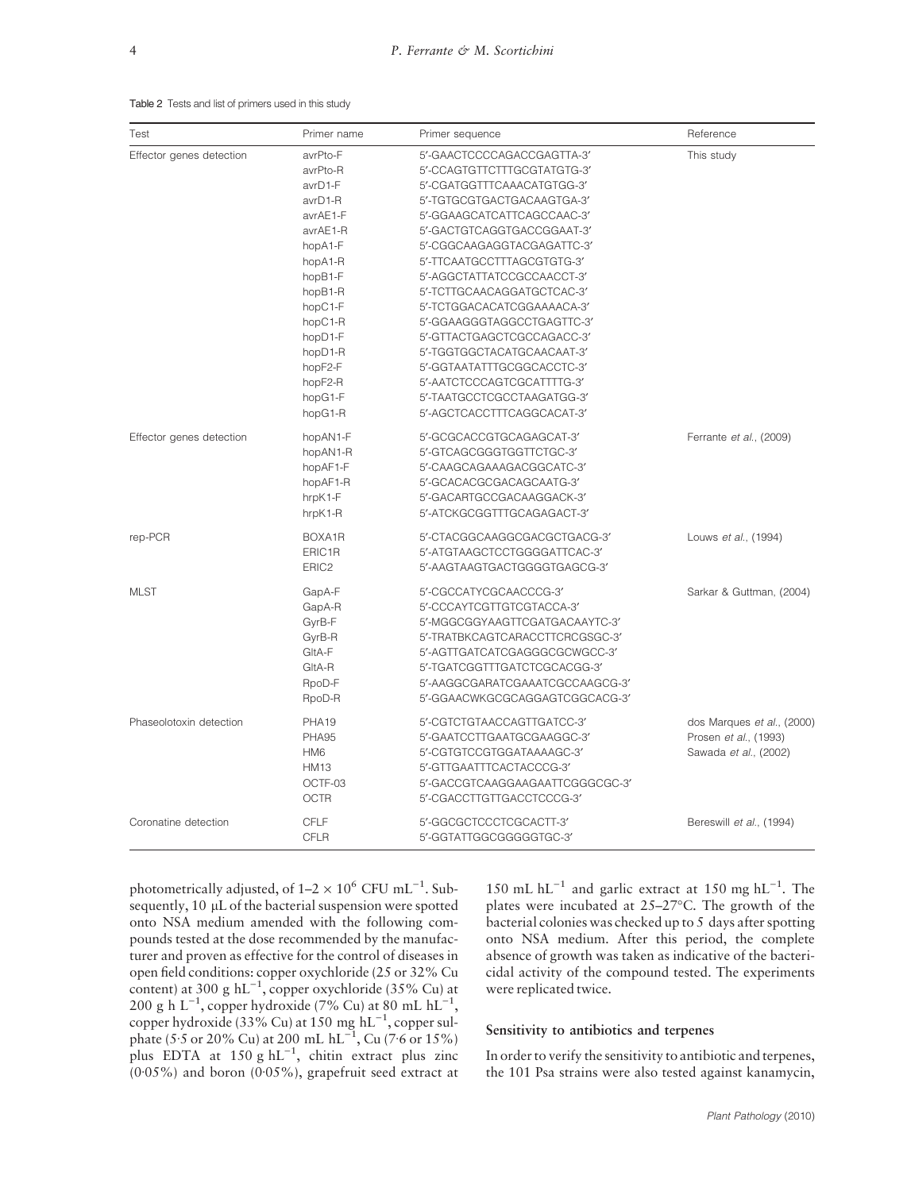Table 2 Tests and list of primers used in this study

| Test | Primer name | Primer sequence | Reference |
|---|---|---|---|
| Effector genes detection | avrPto-F | 5′-GAACTCCCCAGACCGAGTTA-3′ | This study |
| | avrPto-R | 5′-CCAGTGTTCTTTGCGTATGTG-3′ | |
| | avrD1-F | 5′-CGATGGTTTCAAACATGTGG-3′ | |
| | avrD1-R | 5′-TGTGCGTGACTGACAAGTGA-3′ | |
| | avrAE1-F | 5′-GGAAGCATCATTCAGCCAAC-3′ | |
| | avrAE1-R | 5′-GACTGTCAGGTGACCGGAAT-3′ | |
| | hopA1-F | 5′-CGGCAAGAGGTACGAGATTC-3′ | |
| | hopA1-R | 5′-TTCAATGCCTTTAGCGTGTG-3′ | |
| | hopB1-F | 5′-AGGCTATTATCCGCCAACCT-3′ | |
| | hopB1-R | 5′-TCTTGCAACAGGATGCTCAC-3′ | |
| | hopC1-F | 5′-TCTGGACACATCGGAAAACA-3′ | |
| | hopC1-R | 5′-GGAAGGGTAGGCCTGAGTTC-3′ | |
| | hopD1-F | 5′-GTTACTGAGCTCGCCAGACC-3′ | |
| | hopD1-R | 5′-TGGTGGCTACATGCAACAAT-3′ | |
| | hopF2-F | 5′-GGTAATATTTGCGGCACCTC-3′ | |
| | hopF2-R | 5′-AATCTCCCAGTCGCATTTTG-3′ | |
| | hopG1-F | 5′-TAATGCCTCGCCTAAGATGG-3′ | |
| | hopG1-R | 5′-AGCTCACCTTTCAGGCACAT-3′ | |
| Effector genes detection | hopAN1-F | 5′-GCGCACCGTGCAGAGCAT-3′ | Ferrante *et al.*, (2009) |
| | hopAN1-R | 5′-GTCAGCGGGTGGTTCTGC-3′ | |
| | hopAF1-F | 5′-CAAGCAGAAAGACGGCATC-3′ | |
| | hopAF1-R | 5′-GCACACGCGACAGCAATG-3′ | |
| | hrpK1-F | 5′-GACARTGCCGACAAGGACK-3′ | |
| | hrpK1-R | 5′-ATCKGCGGTTTGCAGAGACT-3′ | |
| rep-PCR | BOXA1R | 5′-CTACGGCAAGGCGACGCTGACG-3′ | Louws *et al.*, (1994) |
| | ERIC1R | 5′-ATGTAAGCTCCTGGGGATTCAC-3′ | |
| | ERIC2 | 5′-AAGTAAGTGACTGGGGTGAGCG-3′ | |
| MLST | GapA-F | 5′-CGCCATYCGCAACCCG-3′ | Sarkar & Guttman, (2004) |
| | GapA-R | 5′-CCCAYTCGTTGTCGTACCA-3′ | |
| | GyrB-F | 5′-MGGCGGYAAGTTCGATGACAAYTC-3′ | |
| | GyrB-R | 5′-TRATBKCAGTCARACCTTCRCGSGC-3′ | |
| | GltA-F | 5′-AGTTGATCATCGAGGGCGCWGCC-3′ | |
| | GltA-R | 5′-TGATCGGTTTGATCTCGCACGG-3′ | |
| | RpoD-F | 5′-AAGGCGARATCGAAATCGCCAAGCG-3′ | |
| | RpoD-R | 5′-GGAACWGCGCAGGAGTCGGCACG-3′ | |
| Phaseolotoxin detection | PHA19 | 5′-CGTCTGTAACCAGTTGATCC-3′ | dos Marques *et al.*, (2000) |
| | PHA95 | 5′-GAATCCTTGAATGCGAAGGC-3′ | Prosen *et al.*, (1993) |
| | HM6 | 5′-CGTGTCCGTGGATAAAAGC-3′ | Sawada *et al.*, (2002) |
| | HM13 | 5′-GTTGAATTTCACTACCCG-3′ | |
| | OCTF-03 | 5′-GACCGTCAAGGAAGAATTCGGGCGC-3′ | |
| | OCTR | 5′-CGACCTTGTTGACCTCCCG-3′ | |
| Coronatine detection | CFLF | 5′-GGCGCTCCCTCGCACTT-3′ | Bereswill *et al.*, (1994) |
| | CFLR | 5′-GGTATTGGCGGGGGTGC-3′ | |

photometrically adjusted, of $1\text{–}2 \times 10^6$ CFU $mL^{-1}$. Subsequently, 10 μL of the bacterial suspension were spotted onto NSA medium amended with the following compounds tested at the dose recommended by the manufacturer and proven as effective for the control of diseases in open field conditions: copper oxychloride (25 or 32% Cu content) at 300 g $hL^{-1}$, copper oxychloride (35% Cu) at 200 g h $L^{-1}$, copper hydroxide (7% Cu) at 80 mL $hL^{-1}$, copper hydroxide (33% Cu) at 150 mg $hL^{-1}$, copper sulphate (5·5 or 20% Cu) at 200 mL $hL^{-1}$, Cu (7·6 or 15%) plus EDTA at 150 g $hL^{-1}$, chitin extract plus zinc (0·05%) and boron (0·05%), grapefruit seed extract at 150 mL $hL^{-1}$ and garlic extract at 150 mg $hL^{-1}$. The plates were incubated at 25–27°C. The growth of the bacterial colonies was checked up to 5 days after spotting onto NSA medium. After this period, the complete absence of growth was taken as indicative of the bactericidal activity of the compound tested. The experiments were replicated twice.

### Sensitivity to antibiotics and terpenes

In order to verify the sensitivity to antibiotic and terpenes, the 101 Psa strains were also tested against kanamycin,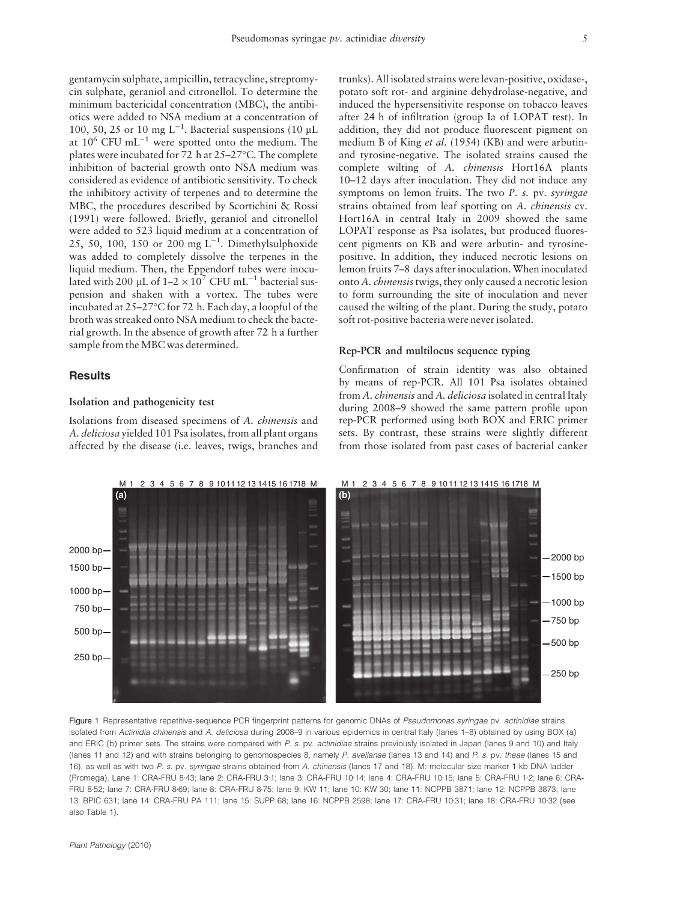gentamycin sulphate, ampicillin, tetracycline, streptomycin sulphate, geraniol and citronellol. To determine the minimum bactericidal concentration (MBC), the antibiotics were added to NSA medium at a concentration of 100, 50, 25 or 10 mg $L^{-1}$. Bacterial suspensions (10 μL at $10^6$ CFU $mL^{-1}$ were spotted onto the medium. The plates were incubated for 72 h at 25–27°C. The complete inhibition of bacterial growth onto NSA medium was considered as evidence of antibiotic sensitivity. To check the inhibitory activity of terpenes and to determine the MBC, the procedures described by Scortichini & Rossi (1991) were followed. Briefly, geraniol and citronellol were added to 523 liquid medium at a concentration of 25, 50, 100, 150 or 200 mg $L^{-1}$. Dimethylsulphoxide was added to completely dissolve the terpenes in the liquid medium. Then, the Eppendorf tubes were inoculated with 200 μL of $1–2 \times 10^7$ CFU $mL^{-1}$ bacterial suspension and shaken with a vortex. The tubes were incubated at 25–27°C for 72 h. Each day, a loopful of the broth was streaked onto NSA medium to check the bacterial growth. In the absence of growth after 72 h a further sample from the MBC was determined.

## Results

### Isolation and pathogenicity test

Isolations from diseased specimens of *A. chinensis* and *A. deliciosa* yielded 101 Psa isolates, from all plant organs affected by the disease (i.e. leaves, twigs, branches and trunks). All isolated strains were levan-positive, oxidase-, potato soft rot- and arginine dehydrolase-negative, and induced the hypersensitivite response on tobacco leaves after 24 h of infiltration (group Ia of LOPAT test). In addition, they did not produce fluorescent pigment on medium B of King *et al.* (1954) (KB) and were arbutin- and tyrosine-negative. The isolated strains caused the complete wilting of *A. chinensis* Hort16A plants 10–12 days after inoculation. They did not induce any symptoms on lemon fruits. The two *P. s.* pv. *syringae* strains obtained from leaf spotting on *A. chinensis* cv. Hort16A in central Italy in 2009 showed the same LOPAT response as Psa isolates, but produced fluorescent pigments on KB and were arbutin- and tyrosine-positive. In addition, they induced necrotic lesions on lemon fruits 7–8 days after inoculation. When inoculated onto *A. chinensis* twigs, they only caused a necrotic lesion to form surrounding the site of inoculation and never caused the wilting of the plant. During the study, potato soft rot-positive bacteria were never isolated.

### Rep-PCR and multilocus sequence typing

Confirmation of strain identity was also obtained by means of rep-PCR. All 101 Psa isolates obtained from *A. chinensis* and *A. deliciosa* isolated in central Italy during 2008–9 showed the same pattern profile upon rep-PCR performed using both BOX and ERIC primer sets. By contrast, these strains were slightly different from those isolated from past cases of bacterial canker

Figure 1 Representative repetitive-sequence PCR fingerprint patterns for genomic DNAs of *Pseudomonas syringae* pv. *actinidiae* strains isolated from *Actinidia chinensis* and *A. deliciosa* during 2008–9 in various epidemics in central Italy (lanes 1–8) obtained by using BOX (a) and ERIC (b) primer sets. The strains were compared with *P. s.* pv. *actinidiae* strains previously isolated in Japan (lanes 9 and 10) and Italy (lanes 11 and 12) and with strains belonging to genomospecies 8, namely *P. avellanae* (lanes 13 and 14) and *P. s.* pv. *theae* (lanes 15 and 16), as well as with two *P. s.* pv. *syringae* strains obtained from *A. chinensis* (lanes 17 and 18). M: molecular size marker 1-kb DNA ladder (Promega). Lane 1: CRA-FRU 8·43; lane 2: CRA-FRU 3·1; lane 3: CRA-FRU 10·14; lane 4: CRA-FRU 10·15; lane 5: CRA-FRU 1·2; lane 6: CRA-FRU 8·52; lane 7: CRA-FRU 8·69; lane 8: CRA-FRU 8·75; lane 9: KW 11; lane 10: KW 30; lane 11: NCPPB 3871; lane 12: NCPPB 3873; lane 13: BPIC 631; lane 14: CRA-FRU PA 111; lane 15: SUPP 68; lane 16: NCPPB 2598; lane 17: CRA-FRU 10·31; lane 18: CRA-FRU 10·32 (see also Table 1).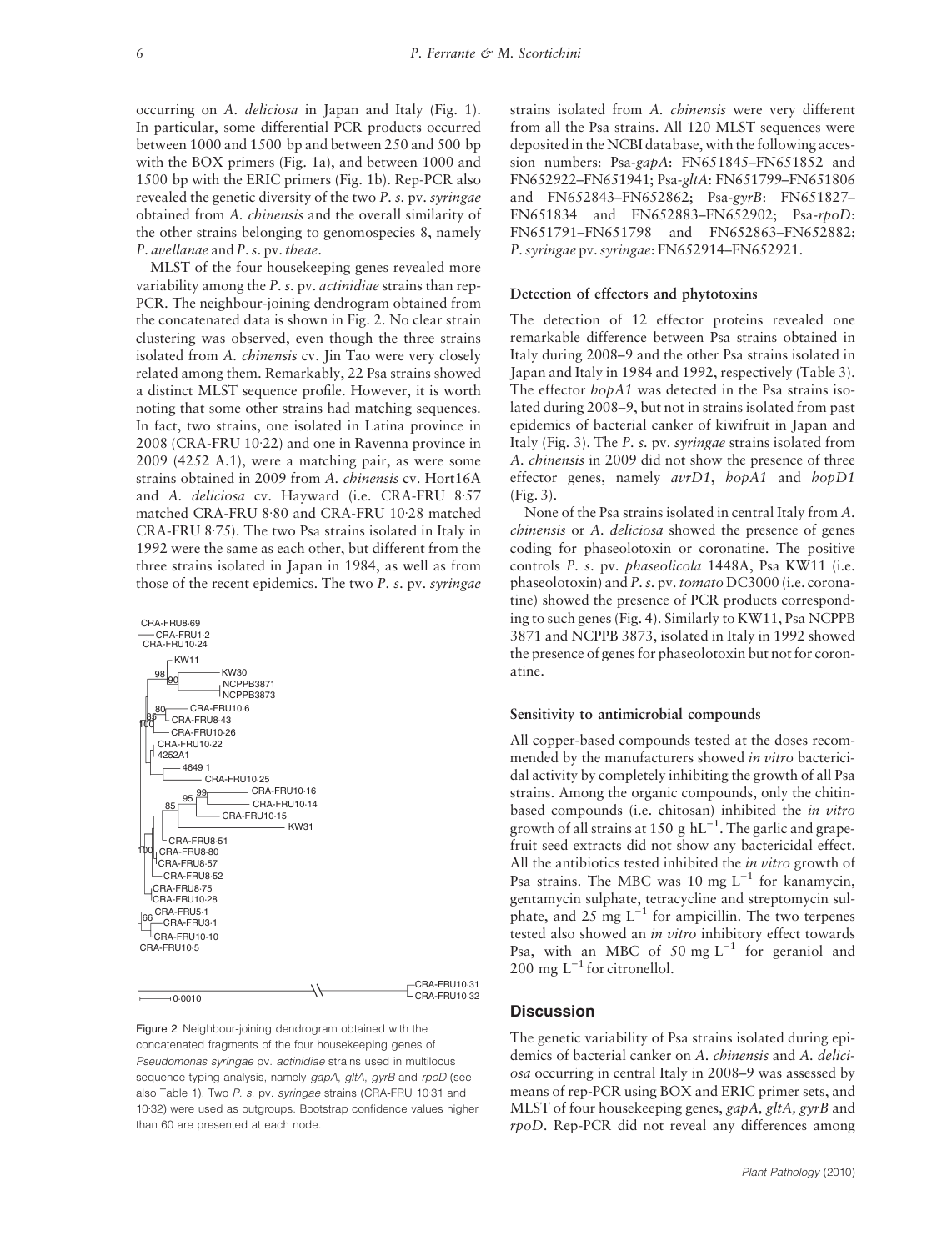occurring on *A. deliciosa* in Japan and Italy (Fig. 1). In particular, some differential PCR products occurred between 1000 and 1500 bp and between 250 and 500 bp with the BOX primers (Fig. 1a), and between 1000 and 1500 bp with the ERIC primers (Fig. 1b). Rep-PCR also revealed the genetic diversity of the two *P. s.* pv. *syringae* obtained from *A. chinensis* and the overall similarity of the other strains belonging to genomospecies 8, namely *P. avellanae* and *P. s.* pv. *theae*.

MLST of the four housekeeping genes revealed more variability among the *P. s.* pv. *actinidiae* strains than rep-PCR. The neighbour-joining dendrogram obtained from the concatenated data is shown in Fig. 2. No clear strain clustering was observed, even though the three strains isolated from *A. chinensis* cv. Jin Tao were very closely related among them. Remarkably, 22 Psa strains showed a distinct MLST sequence profile. However, it is worth noting that some other strains had matching sequences. In fact, two strains, one isolated in Latina province in 2008 (CRA-FRU 10·22) and one in Ravenna province in 2009 (4252 A.1), were a matching pair, as were some strains obtained in 2009 from *A. chinensis* cv. Hort16A and *A. deliciosa* cv. Hayward (i.e. CRA-FRU 8·57 matched CRA-FRU 8·80 and CRA-FRU 10·28 matched CRA-FRU 8·75). The two Psa strains isolated in Italy in 1992 were the same as each other, but different from the three strains isolated in Japan in 1984, as well as from those of the recent epidemics. The two *P. s.* pv. *syringae* strains isolated from *A. chinensis* were very different from all the Psa strains. All 120 MLST sequences were deposited in the NCBI database, with the following accession numbers: Psa-*gapA*: FN651845–FN651852 and FN652922–FN651941; Psa-*gltA*: FN651799–FN651806 and FN652843–FN652862; Psa-*gyrB*: FN651827–FN651834 and FN652883–FN652902; Psa-*rpoD*: FN651791–FN651798 and FN652863–FN652882; *P. syringae* pv. *syringae*: FN652914–FN652921.

Figure 2 Neighbour-joining dendrogram obtained with the concatenated fragments of the four housekeeping genes of *Pseudomonas syringae* pv. *actinidiae* strains used in multilocus sequence typing analysis, namely *gapA*, *gltA*, *gyrB* and *rpoD* (see also Table 1). Two *P. s.* pv. *syringae* strains (CRA-FRU 10·31 and 10·32) were used as outgroups. Bootstrap confidence values higher than 60 are presented at each node.

### Detection of effectors and phytotoxins

The detection of 12 effector proteins revealed one remarkable difference between Psa strains obtained in Italy during 2008–9 and the other Psa strains isolated in Japan and Italy in 1984 and 1992, respectively (Table 3). The effector *hopA1* was detected in the Psa strains isolated during 2008–9, but not in strains isolated from past epidemics of bacterial canker of kiwifruit in Japan and Italy (Fig. 3). The *P. s.* pv. *syringae* strains isolated from *A. chinensis* in 2009 did not show the presence of three effector genes, namely *avrD1*, *hopA1* and *hopD1* (Fig. 3).

None of the Psa strains isolated in central Italy from *A. chinensis* or *A. deliciosa* showed the presence of genes coding for phaseolotoxin or coronatine. The positive controls *P. s.* pv. *phaseolicola* 1448A, Psa KW11 (i.e. phaseolotoxin) and *P. s.* pv. *tomato* DC3000 (i.e. coronatine) showed the presence of PCR products corresponding to such genes (Fig. 4). Similarly to KW11, Psa NCPPB 3871 and NCPPB 3873, isolated in Italy in 1992 showed the presence of genes for phaseolotoxin but not for coronatine.

### Sensitivity to antimicrobial compounds

All copper-based compounds tested at the doses recommended by the manufacturers showed *in vitro* bactericidal activity by completely inhibiting the growth of all Psa strains. Among the organic compounds, only the chitin-based compounds (i.e. chitosan) inhibited the *in vitro* growth of all strains at 150 g $hL^{-1}$. The garlic and grapefruit seed extracts did not show any bactericidal effect. All the antibiotics tested inhibited the *in vitro* growth of Psa strains. The MBC was 10 mg $L^{-1}$ for kanamycin, gentamycin sulphate, tetracycline and streptomycin sulphate, and 25 mg $L^{-1}$ for ampicillin. The two terpenes tested also showed an *in vitro* inhibitory effect towards Psa, with an MBC of 50 mg $L^{-1}$ for geraniol and 200 mg $L^{-1}$ for citronellol.

## Discussion

The genetic variability of Psa strains isolated during epidemics of bacterial canker on *A. chinensis* and *A. deliciosa* occurring in central Italy in 2008–9 was assessed by means of rep-PCR using BOX and ERIC primer sets, and MLST of four housekeeping genes, *gapA*, *gltA*, *gyrB* and *rpoD*. Rep-PCR did not reveal any differences among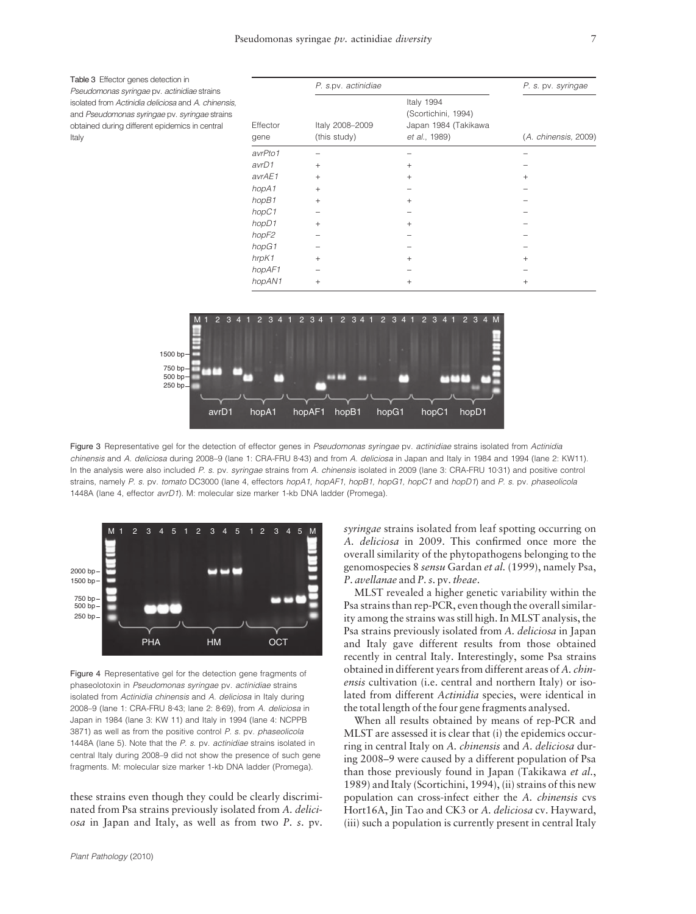Table 3 Effector genes detection in *Pseudomonas syringae* pv. *actinidiae* strains isolated from *Actinidia deliciosa* and *A. chinensis*, and *Pseudomonas syringae* pv. *syringae* strains obtained during different epidemics in central Italy

| Effector gene | *P. s.*pv. *actinidiae* Italy 2008–2009 (this study) | *P. s.*pv. *actinidiae* Italy 1994 (Scortichini, 1994) Japan 1984 (Takikawa *et al.*, 1989) | *P. s.* pv. *syringae* (*A. chinensis*, 2009) |
|---|---|---|---|
| *avrPto1* | – | – | – |
| *avrD1* | + | + | – |
| *avrAE1* | + | + | + |
| *hopA1* | + | – | – |
| *hopB1* | + | + | – |
| *hopC1* | – | – | – |
| *hopD1* | + | + | – |
| *hopF2* | – | – | – |
| *hopG1* | – | – | – |
| *hrpK1* | + | + | + |
| *hopAF1* | – | – | – |
| *hopAN1* | + | + | + |

Figure 3 Representative gel for the detection of effector genes in *Pseudomonas syringae* pv. *actinidiae* strains isolated from *Actinidia chinensis* and *A. deliciosa* during 2008–9 (lane 1: CRA-FRU 8·43) and from *A. deliciosa* in Japan and Italy in 1984 and 1994 (lane 2: KW11). In the analysis were also included *P. s.* pv. *syringae* strains from *A. chinensis* isolated in 2009 (lane 3: CRA-FRU 10·31) and positive control strains, namely *P. s.* pv. *tomato* DC3000 (lane 4, effectors *hopA1, hopAF1, hopB1, hopG1, hopC1* and *hopD1*) and *P. s.* pv. *phaseolicola* 1448A (lane 4, effector *avrD1*). M: molecular size marker 1-kb DNA ladder (Promega).

Figure 4 Representative gel for the detection gene fragments of phaseolotoxin in *Pseudomonas syringae* pv. *actinidiae* strains isolated from *Actinidia chinensis* and *A. deliciosa* in Italy during 2008–9 (lane 1: CRA-FRU 8·43; lane 2: 8·69), from *A. deliciosa* in Japan in 1984 (lane 3: KW 11) and Italy in 1994 (lane 4: NCPPB 3871) as well as from the positive control *P. s.* pv. *phaseolicola* 1448A (lane 5). Note that the *P. s.* pv. *actinidiae* strains isolated in central Italy during 2008–9 did not show the presence of such gene fragments. M: molecular size marker 1-kb DNA ladder (Promega).

these strains even though they could be clearly discriminated from Psa strains previously isolated from *A. deliciosa* in Japan and Italy, as well as from two *P. s.* pv. *syringae* strains isolated from leaf spotting occurring on *A. deliciosa* in 2009. This confirmed once more the overall similarity of the phytopathogens belonging to the genomospecies 8 *sensu* Gardan *et al.* (1999), namely Psa, *P. avellanae* and *P. s.* pv. *theae*.

MLST revealed a higher genetic variability within the Psa strains than rep-PCR, even though the overall similarity among the strains was still high. In MLST analysis, the Psa strains previously isolated from *A. deliciosa* in Japan and Italy gave different results from those obtained recently in central Italy. Interestingly, some Psa strains obtained in different years from different areas of *A. chinensis* cultivation (i.e. central and northern Italy) or isolated from different *Actinidia* species, were identical in the total length of the four gene fragments analysed.

When all results obtained by means of rep-PCR and MLST are assessed it is clear that (i) the epidemics occurring in central Italy on *A. chinensis* and *A. deliciosa* during 2008–9 were caused by a different population of Psa than those previously found in Japan (Takikawa *et al.*, 1989) and Italy (Scortichini, 1994), (ii) strains of this new population can cross-infect either the *A. chinensis* cvs Hort16A, Jin Tao and CK3 or *A. deliciosa* cv. Hayward, (iii) such a population is currently present in central Italy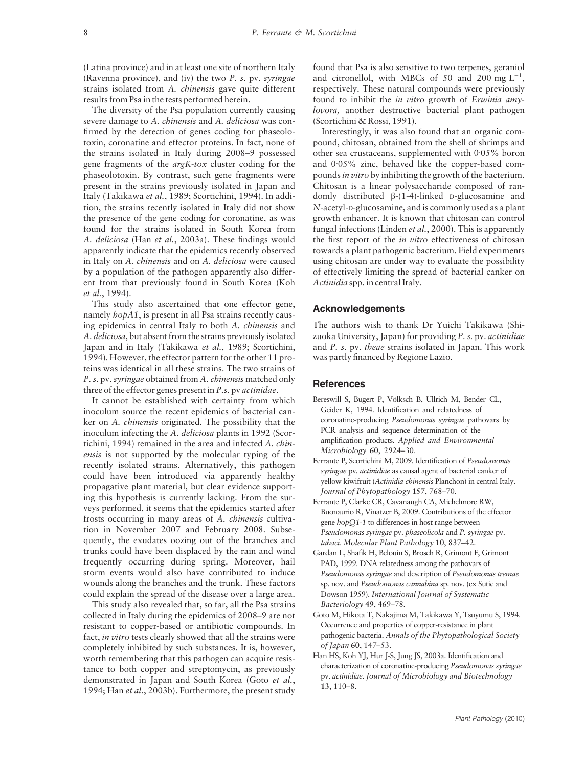(Latina province) and in at least one site of northern Italy (Ravenna province), and (iv) the two *P. s.* pv. *syringae* strains isolated from *A. chinensis* gave quite different results from Psa in the tests performed herein.

The diversity of the Psa population currently causing severe damage to *A. chinensis* and *A. deliciosa* was confirmed by the detection of genes coding for phaseolotoxin, coronatine and effector proteins. In fact, none of the strains isolated in Italy during 2008–9 possessed gene fragments of the *argK-tox* cluster coding for the phaseolotoxin. By contrast, such gene fragments were present in the strains previously isolated in Japan and Italy (Takikawa *et al.*, 1989; Scortichini, 1994). In addition, the strains recently isolated in Italy did not show the presence of the gene coding for coronatine, as was found for the strains isolated in South Korea from *A. deliciosa* (Han *et al.*, 2003a). These findings would apparently indicate that the epidemics recently observed in Italy on *A. chinensis* and on *A. deliciosa* were caused by a population of the pathogen apparently also different from that previously found in South Korea (Koh *et al.*, 1994).

This study also ascertained that one effector gene, namely *hopA1*, is present in all Psa strains recently causing epidemics in central Italy to both *A. chinensis* and *A. deliciosa*, but absent from the strains previously isolated Japan and in Italy (Takikawa *et al.*, 1989; Scortichini, 1994). However, the effector pattern for the other 11 proteins was identical in all these strains. The two strains of *P. s.* pv. *syringae* obtained from *A. chinensis* matched only three of the effector genes present in *P.s.* pv *actinidae*.

It cannot be established with certainty from which inoculum source the recent epidemics of bacterial canker on *A. chinensis* originated. The possibility that the inoculum infecting the *A. deliciosa* plants in 1992 (Scortichini, 1994) remained in the area and infected *A. chinensis* is not supported by the molecular typing of the recently isolated strains. Alternatively, this pathogen could have been introduced via apparently healthy propagative plant material, but clear evidence supporting this hypothesis is currently lacking. From the surveys performed, it seems that the epidemics started after frosts occurring in many areas of *A. chinensis* cultivation in November 2007 and February 2008. Subsequently, the exudates oozing out of the branches and trunks could have been displaced by the rain and wind frequently occurring during spring. Moreover, hail storm events would also have contributed to induce wounds along the branches and the trunk. These factors could explain the spread of the disease over a large area.

This study also revealed that, so far, all the Psa strains collected in Italy during the epidemics of 2008–9 are not resistant to copper-based or antibiotic compounds. In fact, *in vitro* tests clearly showed that all the strains were completely inhibited by such substances. It is, however, worth remembering that this pathogen can acquire resistance to both copper and streptomycin, as previously demonstrated in Japan and South Korea (Goto *et al.*, 1994; Han *et al.*, 2003b). Furthermore, the present study found that Psa is also sensitive to two terpenes, geraniol and citronellol, with MBCs of 50 and 200 mg $L^{-1}$, respectively. These natural compounds were previously found to inhibit the *in vitro* growth of *Erwinia amylovora,* another destructive bacterial plant pathogen (Scortichini & Rossi, 1991).

Interestingly, it was also found that an organic compound, chitosan, obtained from the shell of shrimps and other sea crustaceans, supplemented with 0·05% boron and 0·05% zinc, behaved like the copper-based compounds *in vitro* by inhibiting the growth of the bacterium. Chitosan is a linear polysaccharide composed of randomly distributed β-(1-4)-linked D-glucosamine and *N*-acetyl-D-glucosamine, and is commonly used as a plant growth enhancer. It is known that chitosan can control fungal infections (Linden *et al.*, 2000). This is apparently the first report of the *in vitro* effectiveness of chitosan towards a plant pathogenic bacterium. Field experiments using chitosan are under way to evaluate the possibility of effectively limiting the spread of bacterial canker on *Actinidia* spp. in central Italy.

## Acknowledgements

The authors wish to thank Dr Yuichi Takikawa (Shizuoka University, Japan) for providing *P. s.* pv. *actinidiae* and *P. s.* pv. *theae* strains isolated in Japan. This work was partly financed by Regione Lazio.

## References

Bereswill S, Bugert P, Völksch B, Ullrich M, Bender CL, Geider K, 1994. Identification and relatedness of coronatine-producing *Pseudomonas syringae* pathovars by PCR analysis and sequence determination of the amplification products. *Applied and Environmental Microbiology* **60**, 2924–30.

Ferrante P, Scortichini M, 2009. Identification of *Pseudomonas syringae* pv. *actinidiae* as causal agent of bacterial canker of yellow kiwifruit (*Actinidia chinensis* Planchon) in central Italy. *Journal of Phytopathology* **157**, 768–70.

Ferrante P, Clarke CR, Cavanaugh CA, Michelmore RW, Buonaurio R, Vinatzer B, 2009. Contributions of the effector gene *hopQ1-1* to differences in host range between *Pseudomonas syringae* pv. *phaseolicola* and *P. syringae* pv. *tabaci*. *Molecular Plant Pathology* **10**, 837–42.

Gardan L, Shafik H, Belouin S, Brosch R, Grimont F, Grimont PAD, 1999. DNA relatedness among the pathovars of *Pseudomonas syringae* and description of *Pseudomonas tremae* sp. nov. and *Pseudomonas cannabina* sp. nov. (ex Sutic and Dowson 1959). *International Journal of Systematic Bacteriology* **49**, 469–78.

Goto M, Hikota T, Nakajima M, Takikawa Y, Tsuyumu S, 1994. Occurrence and properties of copper-resistance in plant pathogenic bacteria. *Annals of the Phytopathological Society of Japan* **60**, 147–53.

Han HS, Koh YJ, Hur J-S, Jung JS, 2003a. Identification and characterization of coronatine-producing *Pseudomonas syringae* pv. *actinidiae*. *Journal of Microbiology and Biotechnology* **13**, 110–8.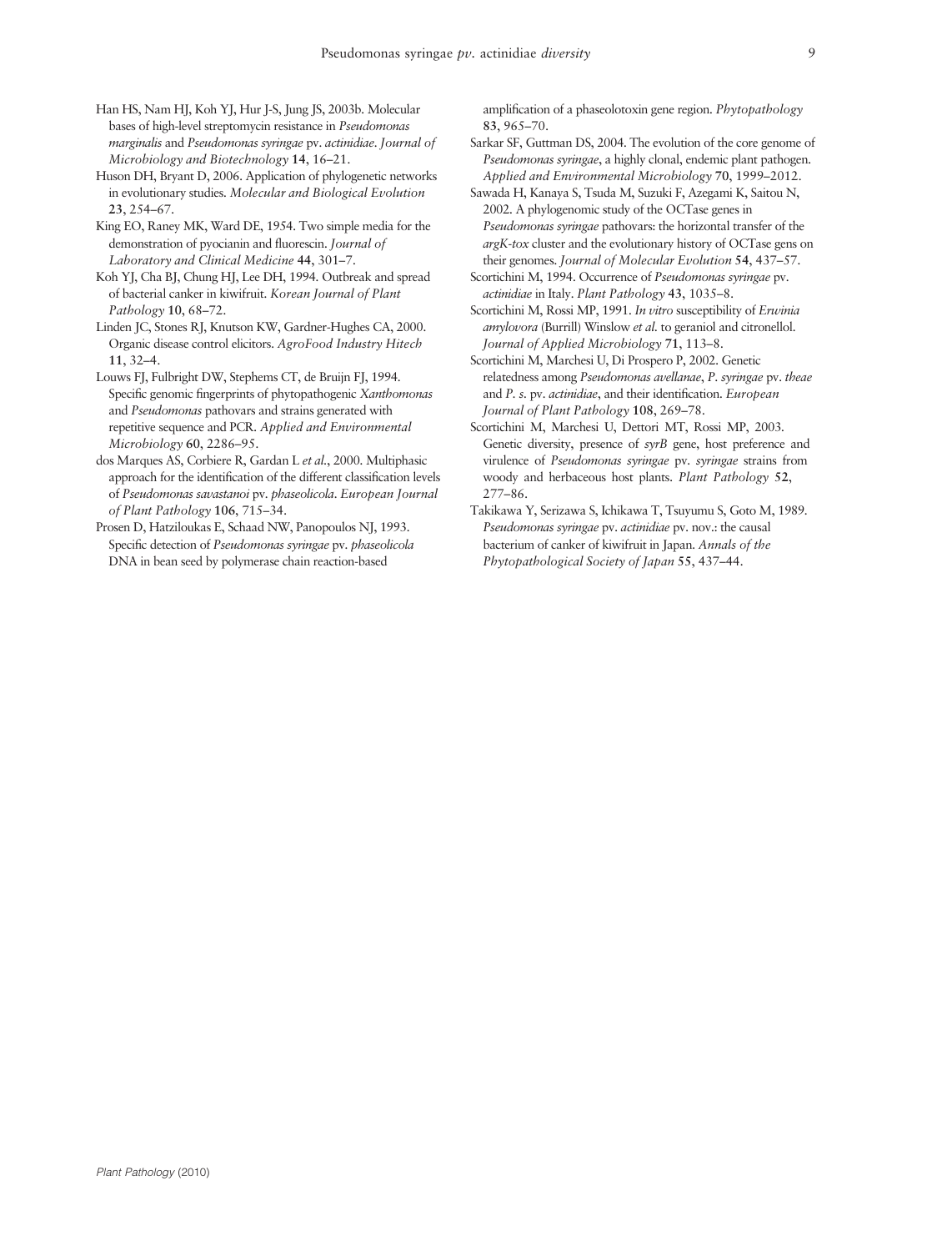Han HS, Nam HJ, Koh YJ, Hur J-S, Jung JS, 2003b. Molecular bases of high-level streptomycin resistance in *Pseudomonas marginalis* and *Pseudomonas syringae* pv. *actinidiae*. *Journal of Microbiology and Biotechnology* **14**, 16–21.

Huson DH, Bryant D, 2006. Application of phylogenetic networks in evolutionary studies. *Molecular and Biological Evolution* **23**, 254–67.

King EO, Raney MK, Ward DE, 1954. Two simple media for the demonstration of pyocianin and fluorescin. *Journal of Laboratory and Clinical Medicine* **44**, 301–7.

Koh YJ, Cha BJ, Chung HJ, Lee DH, 1994. Outbreak and spread of bacterial canker in kiwifruit. *Korean Journal of Plant Pathology* **10**, 68–72.

Linden JC, Stones RJ, Knutson KW, Gardner-Hughes CA, 2000. Organic disease control elicitors. *AgroFood Industry Hitech* **11**, 32–4.

Louws FJ, Fulbright DW, Stephems CT, de Bruijn FJ, 1994. Specific genomic fingerprints of phytopathogenic *Xanthomonas* and *Pseudomonas* pathovars and strains generated with repetitive sequence and PCR. *Applied and Environmental Microbiology* **60**, 2286–95.

dos Marques AS, Corbiere R, Gardan L *et al.*, 2000. Multiphasic approach for the identification of the different classification levels of *Pseudomonas savastanoi* pv. *phaseolicola*. *European Journal of Plant Pathology* **106**, 715–34.

Prosen D, Hatziloukas E, Schaad NW, Panopoulos NJ, 1993. Specific detection of *Pseudomonas syringae* pv. *phaseolicola* DNA in bean seed by polymerase chain reaction-based amplification of a phaseolotoxin gene region. *Phytopathology* **83**, 965–70.

Sarkar SF, Guttman DS, 2004. The evolution of the core genome of *Pseudomonas syringae*, a highly clonal, endemic plant pathogen. *Applied and Environmental Microbiology* **70**, 1999–2012.

Sawada H, Kanaya S, Tsuda M, Suzuki F, Azegami K, Saitou N, 2002. A phylogenomic study of the OCTase genes in *Pseudomonas syringae* pathovars: the horizontal transfer of the *argK-tox* cluster and the evolutionary history of OCTase gens on their genomes. *Journal of Molecular Evolution* **54**, 437–57.

Scortichini M, 1994. Occurrence of *Pseudomonas syringae* pv. *actinidiae* in Italy. *Plant Pathology* **43**, 1035–8.

Scortichini M, Rossi MP, 1991. *In vitro* susceptibility of *Erwinia amylovora* (Burrill) Winslow *et al.* to geraniol and citronellol. *Journal of Applied Microbiology* **71**, 113–8.

Scortichini M, Marchesi U, Di Prospero P, 2002. Genetic relatedness among *Pseudomonas avellanae*, *P. syringae* pv. *theae* and *P. s.* pv. *actinidiae*, and their identification. *European Journal of Plant Pathology* **108**, 269–78.

Scortichini M, Marchesi U, Dettori MT, Rossi MP, 2003. Genetic diversity, presence of *syrB* gene, host preference and virulence of *Pseudomonas syringae* pv. *syringae* strains from woody and herbaceous host plants. *Plant Pathology* **52**, 277–86.

Takikawa Y, Serizawa S, Ichikawa T, Tsuyumu S, Goto M, 1989. *Pseudomonas syringae* pv. *actinidiae* pv. nov.: the causal bacterium of canker of kiwifruit in Japan. *Annals of the Phytopathological Society of Japan* **55**, 437–44.